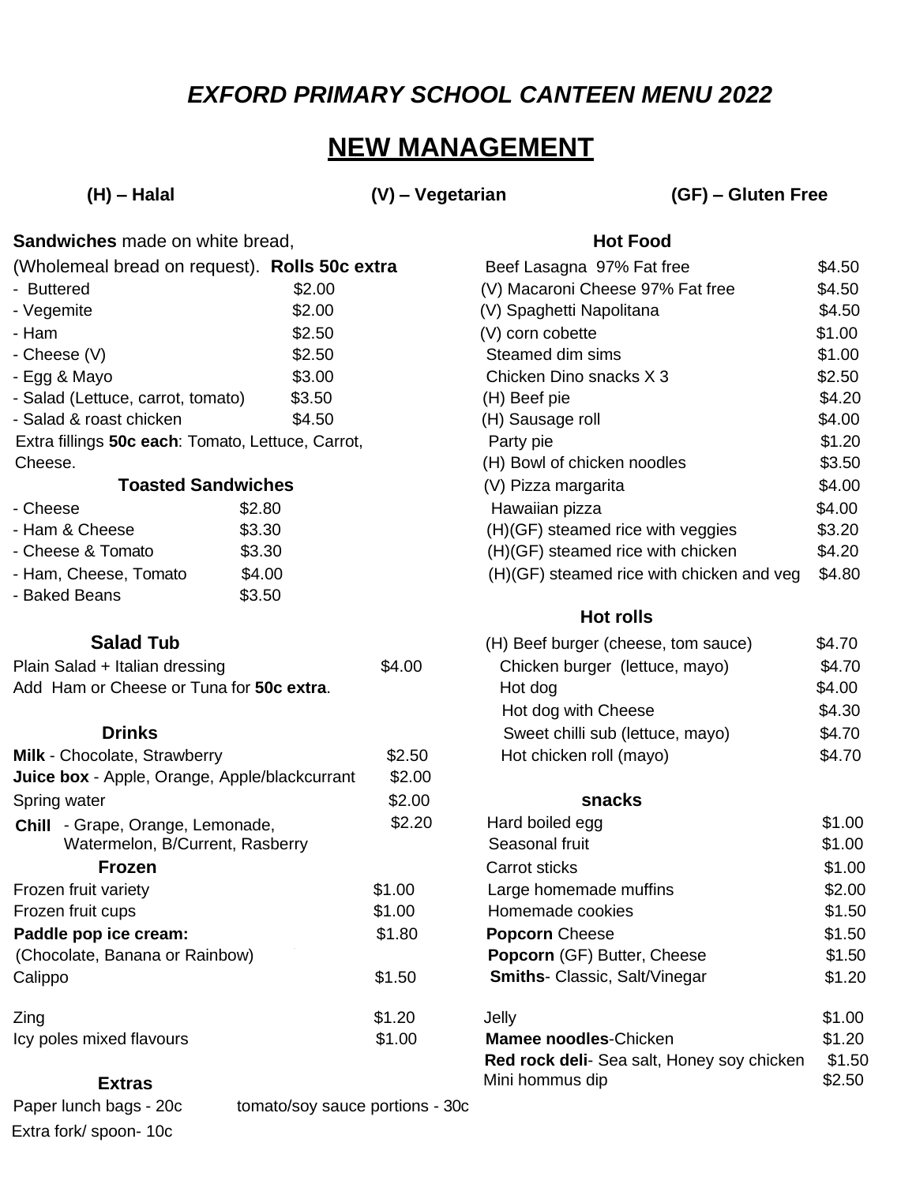# *EXFORD PRIMARY SCHOOL CANTEEN MENU 2022*

## NEW MANAGEMENT

**(H) – Halal** **(V) – Vegetarian** **(GF) – Gluten Free**

**Sandwiches** made on white bread,
(Wholemeal bread on request). **Rolls 50c extra**

| Item | Price |
|---|---|
| - Buttered | $2.00 |
| - Vegemite | $2.00 |
| - Ham | $2.50 |
| - Cheese (V) | $2.50 |
| - Egg & Mayo | $3.00 |
| - Salad (Lettuce, carrot, tomato) | $3.50 |
| - Salad & roast chicken | $4.50 |

Extra fillings **50c each**: Tomato, Lettuce, Carrot, Cheese.

### Toasted Sandwiches

| Item | Price |
|---|---|
| - Cheese | $2.80 |
| - Ham & Cheese | $3.30 |
| - Cheese & Tomato | $3.30 |
| - Ham, Cheese, Tomato | $4.00 |
| - Baked Beans | $3.50 |

### Salad Tub

| Item | Price |
|---|---|
| Plain Salad + Italian dressing | $4.00 |

Add Ham or Cheese or Tuna for **50c extra**.

### Drinks

| Item | Price |
|---|---|
| **Milk** - Chocolate, Strawberry | $2.50 |
| **Juice box** - Apple, Orange, Apple/blackcurrant | $2.00 |
| Spring water | $2.00 |
| **Chill** - Grape, Orange, Lemonade, Watermelon, B/Current, Rasberry | $2.20 |

### Frozen

| Item | Price |
|---|---|
| Frozen fruit variety | $1.00 |
| Frozen fruit cups | $1.00 |
| **Paddle pop ice cream:** (Chocolate, Banana or Rainbow) | $1.80 |
| Calippo | $1.50 |
| Zing | $1.20 |
| Icy poles mixed flavours | $1.00 |

### Extras

Paper lunch bags - 20c
tomato/soy sauce portions - 30c
Extra fork/ spoon- 10c

### Hot Food

| Item | Price |
|---|---|
| Beef Lasagna 97% Fat free | $4.50 |
| (V) Macaroni Cheese 97% Fat free | $4.50 |
| (V) Spaghetti Napolitana | $4.50 |
| (V) corn cobette | $1.00 |
| Steamed dim sims | $1.00 |
| Chicken Dino snacks X 3 | $2.50 |
| (H) Beef pie | $4.20 |
| (H) Sausage roll | $4.00 |
| Party pie | $1.20 |
| (H) Bowl of chicken noodles | $3.50 |
| (V) Pizza margarita | $4.00 |
| Hawaiian pizza | $4.00 |
| (H)(GF) steamed rice with veggies | $3.20 |
| (H)(GF) steamed rice with chicken | $4.20 |
| (H)(GF) steamed rice with chicken and veg | $4.80 |

### Hot rolls

| Item | Price |
|---|---|
| (H) Beef burger (cheese, tom sauce) | $4.70 |
| Chicken burger (lettuce, mayo) | $4.70 |
| Hot dog | $4.00 |
| Hot dog with Cheese | $4.30 |
| Sweet chilli sub (lettuce, mayo) | $4.70 |
| Hot chicken roll (mayo) | $4.70 |

### snacks

| Item | Price |
|---|---|
| Hard boiled egg | $1.00 |
| Seasonal fruit | $1.00 |
| Carrot sticks | $1.00 |
| Large homemade muffins | $2.00 |
| Homemade cookies | $1.50 |
| **Popcorn** Cheese | $1.50 |
| **Popcorn** (GF) Butter, Cheese | $1.50 |
| **Smiths**- Classic, Salt/Vinegar | $1.20 |
| Jelly | $1.00 |
| **Mamee noodles**-Chicken | $1.20 |
| **Red rock deli**- Sea salt, Honey soy chicken | $1.50 |
| Mini hommus dip | $2.50 |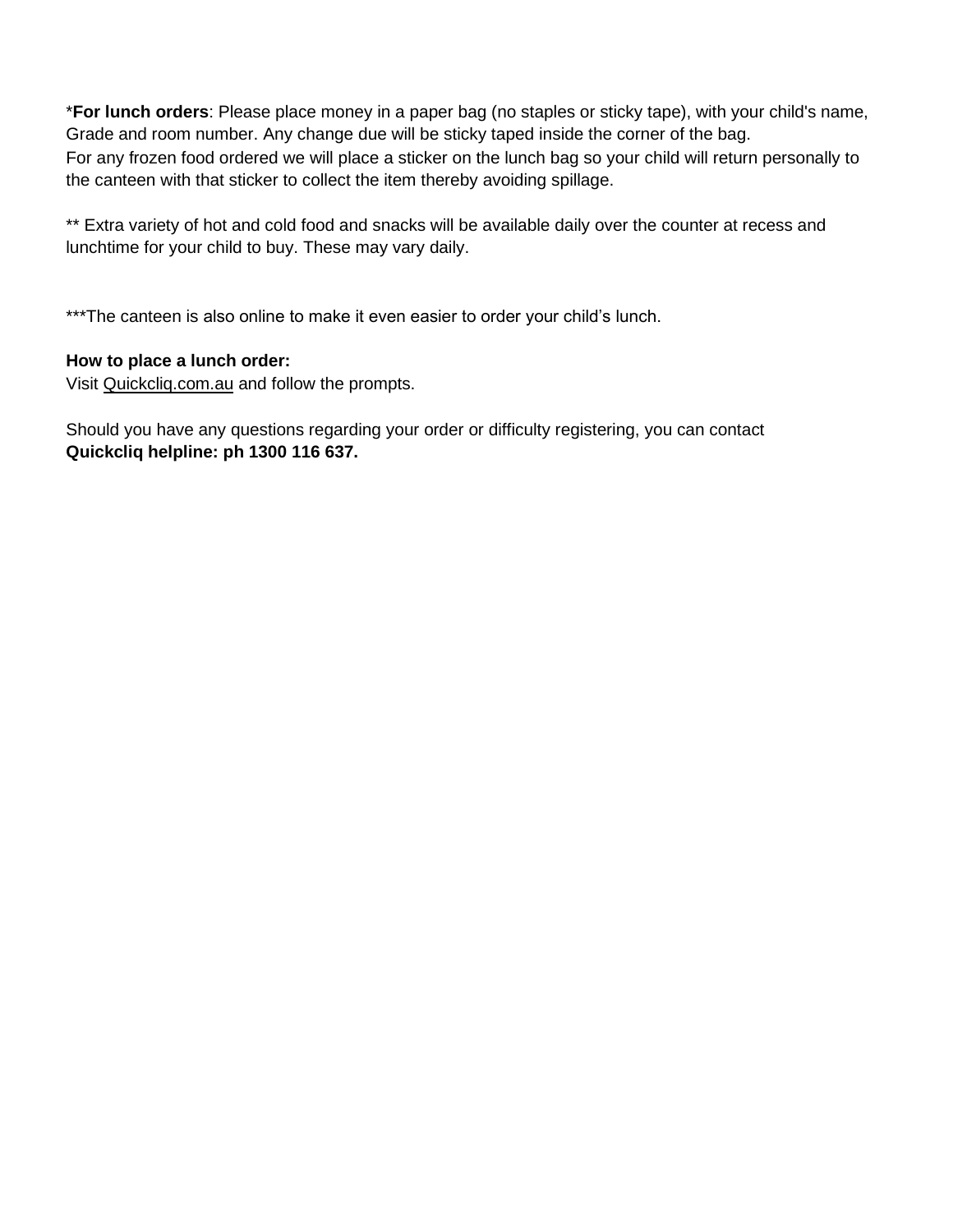\***For lunch orders**: Please place money in a paper bag (no staples or sticky tape), with your child's name, Grade and room number. Any change due will be sticky taped inside the corner of the bag.
For any frozen food ordered we will place a sticker on the lunch bag so your child will return personally to the canteen with that sticker to collect the item thereby avoiding spillage.

** Extra variety of hot and cold food and snacks will be available daily over the counter at recess and lunchtime for your child to buy. These may vary daily.

***The canteen is also online to make it even easier to order your child's lunch.

**How to place a lunch order:**
Visit Quickcliq.com.au and follow the prompts.

Should you have any questions regarding your order or difficulty registering, you can contact
**Quickcliq helpline: ph 1300 116 637.**